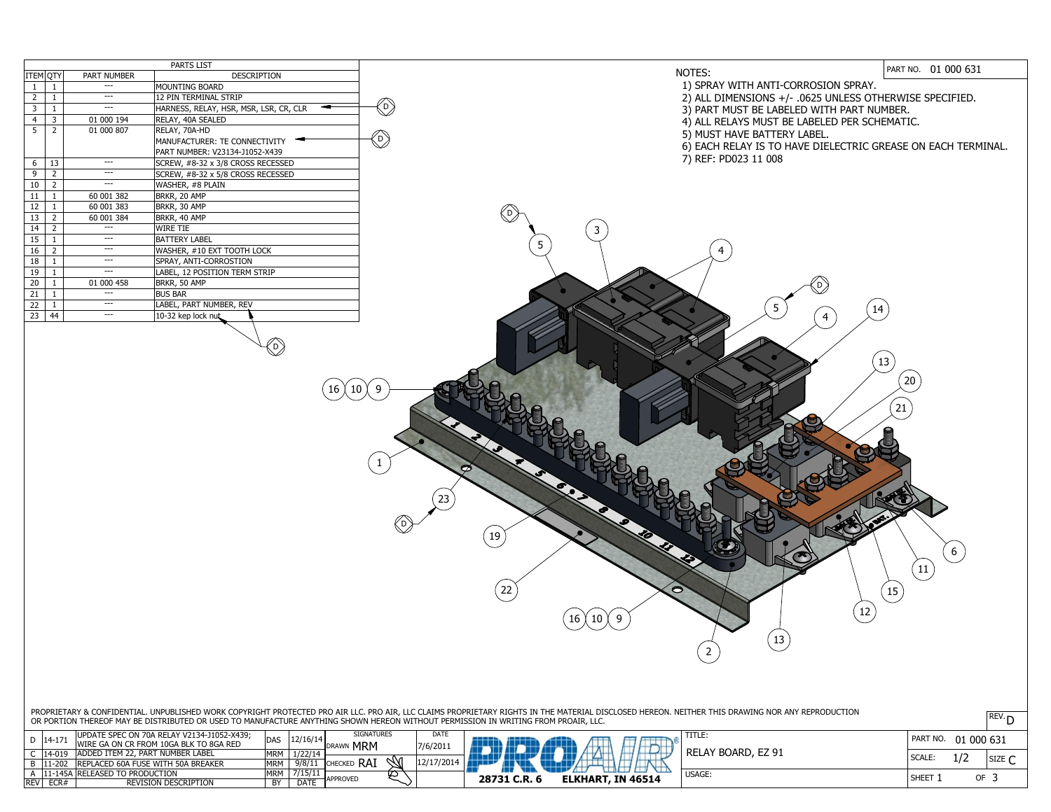## PARTS LIST

| ITEM | QTY | PART NUMBER | DESCRIPTION |
|---|---|---|---|
| 1 | 1 | --- | MOUNTING BOARD |
| 2 | 1 | --- | 12 PIN TERMINAL STRIP |
| 3 | 1 | --- | HARNESS, RELAY, HSR, MSR, LSR, CR, CLR |
| 4 | 3 | 01 000 194 | RELAY, 40A SEALED |
| 5 | 2 | 01 000 807 | RELAY, 70A-HD<br>MANUFACTURER: TE CONNECTIVITY<br>PART NUMBER: V23134-J1052-X439 |
| 6 | 13 | --- | SCREW, #8-32 x 3/8 CROSS RECESSED |
| 9 | 2 | --- | SCREW, #8-32 x 5/8 CROSS RECESSED |
| 10 | 2 | --- | WASHER, #8 PLAIN |
| 11 | 1 | 60 001 382 | BRKR, 20 AMP |
| 12 | 1 | 60 001 383 | BRKR, 30 AMP |
| 13 | 2 | 60 001 384 | BRKR, 40 AMP |
| 14 | 2 | --- | WIRE TIE |
| 15 | 1 | --- | BATTERY LABEL |
| 16 | 2 | --- | WASHER, #10 EXT TOOTH LOCK |
| 18 | 1 | --- | SPRAY, ANTI-CORROSTION |
| 19 | 1 | --- | LABEL, 12 POSITION TERM STRIP |
| 20 | 1 | 01 000 458 | BRKR, 50 AMP |
| 21 | 1 | --- | BUS BAR |
| 22 | 1 | --- | LABEL, PART NUMBER, REV |
| 23 | 44 | --- | 10-32 kep lock nut |

PART NO. 01 000 631

NOTES:
1) SPRAY WITH ANTI-CORROSION SPRAY.
2) ALL DIMENSIONS +/- .0625 UNLESS OTHERWISE SPECIFIED.
3) PART MUST BE LABELED WITH PART NUMBER.
4) ALL RELAYS MUST BE LABELED PER SCHEMATIC.
5) MUST HAVE BATTERY LABEL.
6) EACH RELAY IS TO HAVE DIELECTRIC GREASE ON EACH TERMINAL.
7) REF: PD023 11 008

PROPRIETARY & CONFIDENTIAL. UNPUBLISHED WORK COPYRIGHT PROTECTED PRO AIR LLC. PRO AIR, LLC CLAIMS PROPRIETARY RIGHTS IN THE MATERIAL DISCLOSED HEREON. NEITHER THIS DRAWING NOR ANY REPRODUCTION OR PORTION THEREOF MAY BE DISTRIBUTED OR USED TO MANUFACTURE ANYTHING SHOWN HEREON WITHOUT PERMISSION IN WRITING FROM PROAIR, LLC.

| REV | ECR# | REVISION DESCRIPTION | BY | DATE |
|---|---|---|---|---|
| D | 14-171 | UPDATE SPEC ON 70A RELAY V2134-J1052-X439; WIRE GA ON CR FROM 10GA BLK TO 8GA RED | DAS | 12/16/14 |
| C | 14-019 | ADDED ITEM 22, PART NUMBER LABEL | MRM | 1/22/14 |
| B | 11-202 | REPLACED 60A FUSE WITH 50A BREAKER | MRM | 9/8/11 |
| A | 11-145A | RELEASED TO PRODUCTION | MRM | 7/15/11 |

| SIGNATURES | | DATE |
|---|---|---|
| DRAWN | MRM | 7/6/2011 |
| CHECKED | RAI | 12/17/2014 |
| APPROVED | | |

PROAIR — 28731 C.R. 6 ELKHART, IN 46514

TITLE: RELAY BOARD, EZ 91

USAGE:

PART NO. 01 000 631 | SCALE: 1/2 | SIZE C | REV. D | SHEET 1 OF 3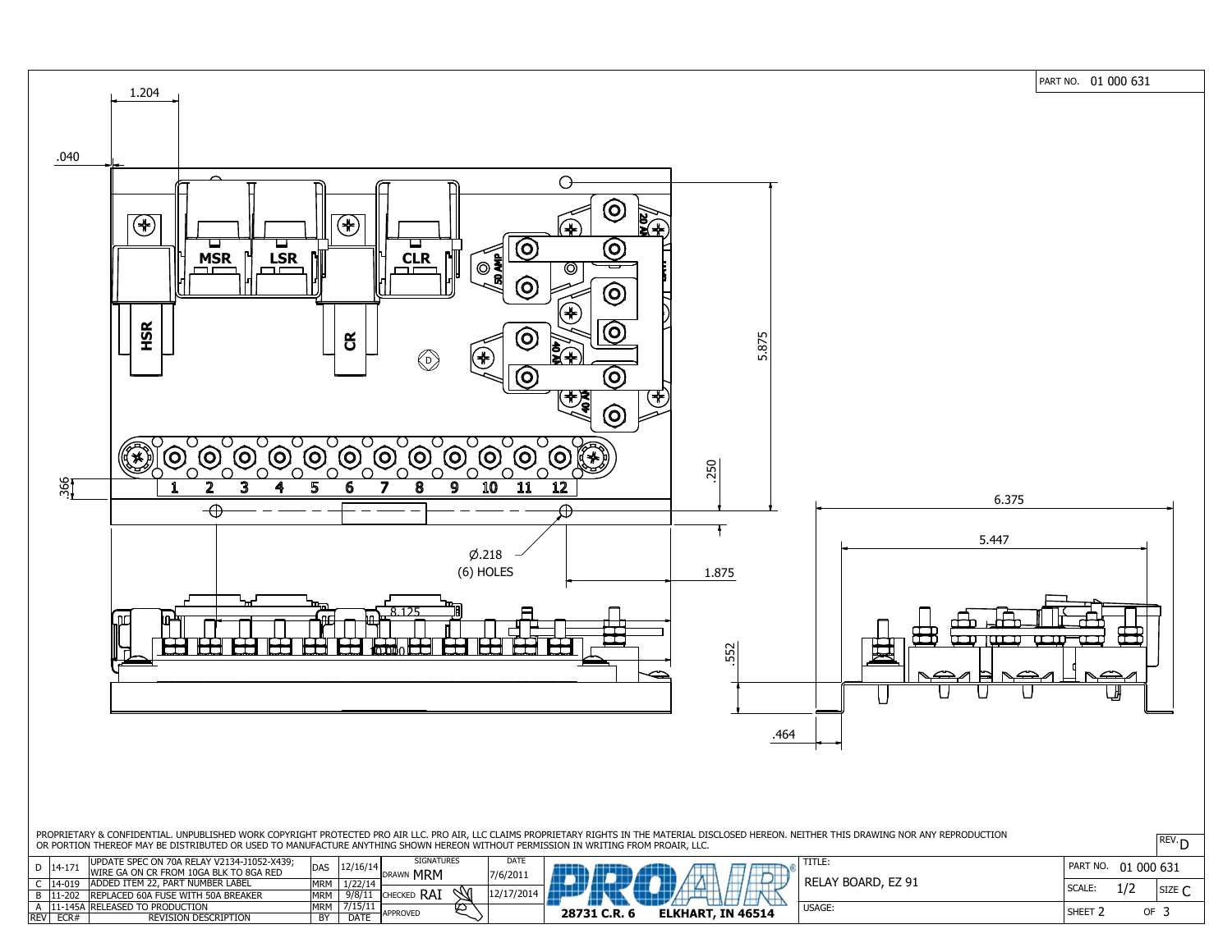PART NO. 01 000 631

1.204

.040

MSR LSR CLR

HSR CR

50 AMP

40 AMP

20 AMP

D

1 2 3 4 5 6 7 8 9 10 11 12

.366

.250

5.875

Ø.218
(6) HOLES

1.875

8.125

10.000

.552

6.375

5.447

.464

PROPRIETARY & CONFIDENTIAL. UNPUBLISHED WORK COPYRIGHT PROTECTED PRO AIR LLC. PRO AIR, LLC CLAIMS PROPRIETARY RIGHTS IN THE MATERIAL DISCLOSED HEREON. NEITHER THIS DRAWING NOR ANY REPRODUCTION OR PORTION THEREOF MAY BE DISTRIBUTED OR USED TO MANUFACTURE ANYTHING SHOWN HEREON WITHOUT PERMISSION IN WRITING FROM PROAIR, LLC.

| REV | ECR# | REVISION DESCRIPTION | BY | DATE |
|---|---|---|---|---|
| D | 14-171 | UPDATE SPEC ON 70A RELAY V2134-J1052-X439; WIRE GA ON CR FROM 10GA BLK TO 8GA RED | DAS | 12/16/14 |
| C | 14-019 | ADDED ITEM 22, PART NUMBER LABEL | MRM | 1/22/14 |
| B | 11-202 | REPLACED 60A FUSE WITH 50A BREAKER | MRM | 9/8/11 |
| A | 11-145A | RELEASED TO PRODUCTION | MRM | 7/15/11 |

| SIGNATURES | | DATE |
|---|---|---|
| DRAWN | MRM | 7/6/2011 |
| CHECKED | RAI | 12/17/2014 |
| APPROVED | | |

PROAIR®
28731 C.R. 6 ELKHART, IN 46514

TITLE: RELAY BOARD, EZ 91

USAGE:

| PART NO. | 01 000 631 | REV. D |
|---|---|---|
| SCALE: | 1/2 | SIZE C |
| SHEET 2 | OF 3 | |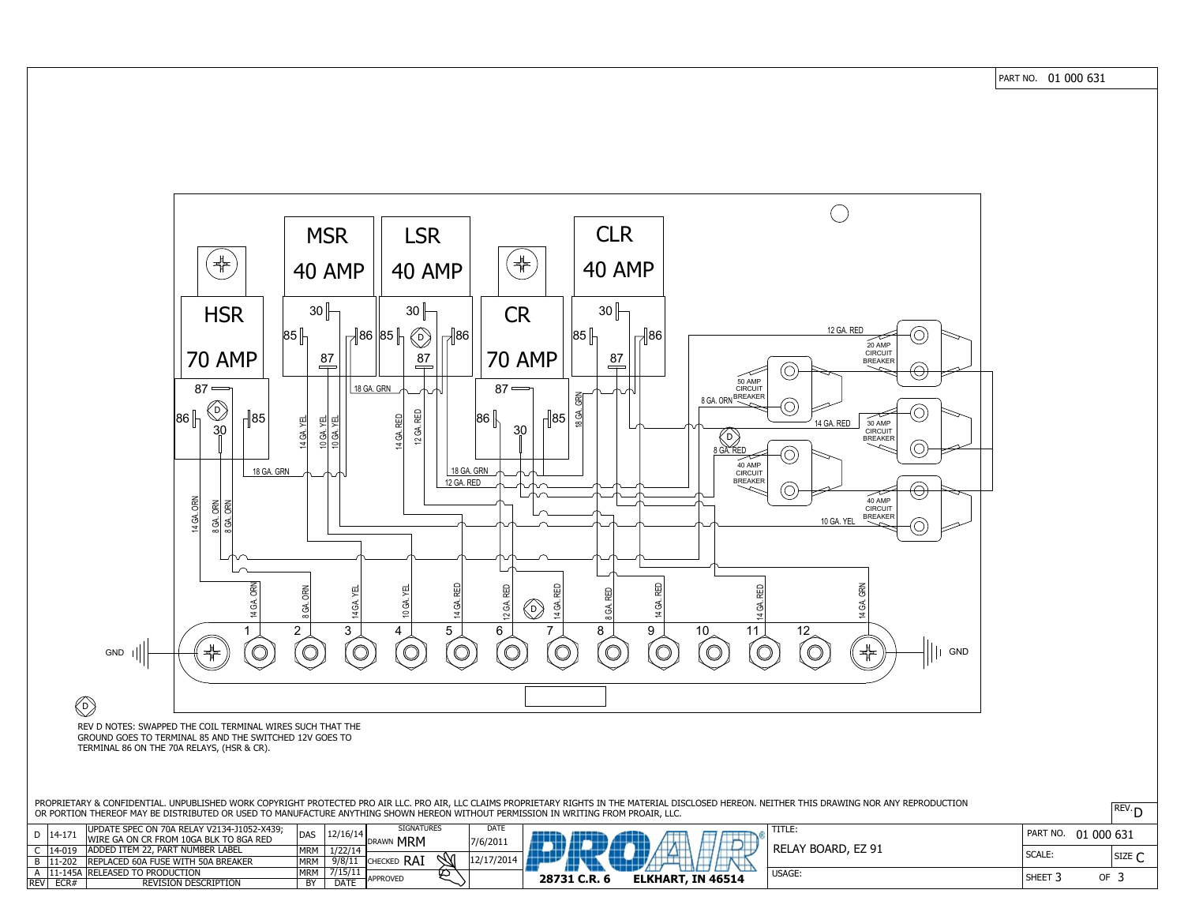PART NO. 01 000 631

MSR
40 AMP

LSR
40 AMP

CLR
40 AMP

HSR
70 AMP

CR
70 AMP

30
85
86
87

12 GA. RED
20 AMP CIRCUIT BREAKER

50 AMP CIRCUIT BREAKER
8 GA. ORN

14 GA. RED
30 AMP CIRCUIT BREAKER

8 GA. RED
40 AMP CIRCUIT BREAKER

40 AMP CIRCUIT BREAKER
10 GA. YEL

18 GA. GRN
18 GA. GRN
18 GA. GRN
12 GA. RED
14 GA. YEL
10 GA. YEL
10 GA. YEL
14 GA. RED
12 GA. RED
18 GA. GRN
14 GA. ORN
8 GA. ORN
8 GA. ORN

14 GA. ORN
8 GA. ORN
14 GA. YEL
10 GA. YEL
14 GA. RED
12 GA. RED
14 GA. RED
8 GA. RED
14 GA. RED
14 GA. RED
14 GA. GRN

1 2 3 4 5 6 7 8 9 10 11 12

GND
GND

REV D NOTES: SWAPPED THE COIL TERMINAL WIRES SUCH THAT THE GROUND GOES TO TERMINAL 85 AND THE SWITCHED 12V GOES TO TERMINAL 86 ON THE 70A RELAYS, (HSR & CR).

PROPRIETARY & CONFIDENTIAL. UNPUBLISHED WORK COPYRIGHT PROTECTED PRO AIR LLC. PRO AIR, LLC CLAIMS PROPRIETARY RIGHTS IN THE MATERIAL DISCLOSED HEREON. NEITHER THIS DRAWING NOR ANY REPRODUCTION OR PORTION THEREOF MAY BE DISTRIBUTED OR USED TO MANUFACTURE ANYTHING SHOWN HEREON WITHOUT PERMISSION IN WRITING FROM PROAIR, LLC.

| REV | ECR# | REVISION DESCRIPTION | BY | DATE |
|---|---|---|---|---|
| D | 14-171 | UPDATE SPEC ON 70A RELAY V2134-J1052-X439; WIRE GA ON CR FROM 10GA BLK TO 8GA RED | DAS | 12/16/14 |
| C | 14-019 | ADDED ITEM 22, PART NUMBER LABEL | MRM | 1/22/14 |
| B | 11-202 | REPLACED 60A FUSE WITH 50A BREAKER | MRM | 9/8/11 |
| A | 11-145A | RELEASED TO PRODUCTION | MRM | 7/15/11 |

| SIGNATURES | | DATE |
|---|---|---|
| DRAWN | MRM | 7/6/2011 |
| CHECKED | RAI | 12/17/2014 |
| APPROVED | | |

PROAIR
28731 C.R. 6 ELKHART, IN 46514

TITLE: RELAY BOARD, EZ 91

USAGE:

PART NO. 01 000 631

SCALE:

SIZE C

SHEET 3 OF 3

REV. D